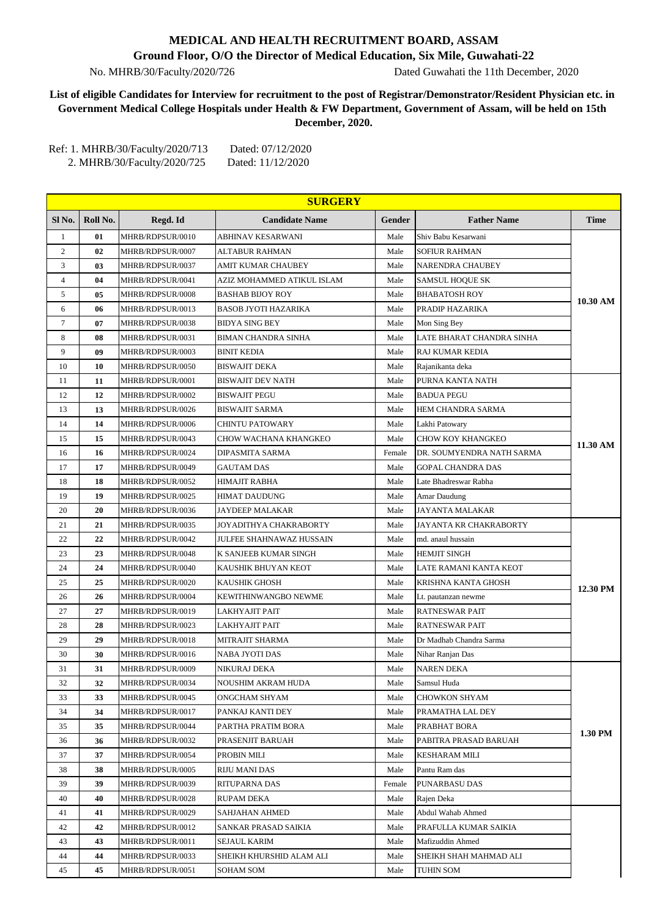# MEDICAL AND HEALTH RECRUITMENT BOARD, ASSAM

## Ground Floor, O/O the Director of Medical Education, Six Mile, Guwahati-22

No. MHRB/30/Faculty/2020/726 Dated Guwahati the 11th December, 2020

**List of eligible Candidates for Interview for recruitment to the post of Registrar/Demonstrator/Resident Physician etc. in Government Medical College Hospitals under Health & FW Department, Government of Assam, will be held on 15th December, 2020.**

Ref: 1. MHRB/30/Faculty/2020/713 Dated: 07/12/2020
2. MHRB/30/Faculty/2020/725 Dated: 11/12/2020

| SURGERY | | | | | | |
|---|---|---|---|---|---|---|
| **Sl No.** | **Roll No.** | **Regd. Id** | **Candidate Name** | **Gender** | **Father Name** | **Time** |
| 1 | **01** | MHRB/RDPSUR/0010 | ABHINAV KESARWANI | Male | Shiv Babu Kesarwani | **10.30 AM** |
| 2 | **02** | MHRB/RDPSUR/0007 | ALTABUR RAHMAN | Male | SOFIUR RAHMAN | |
| 3 | **03** | MHRB/RDPSUR/0037 | AMIT KUMAR CHAUBEY | Male | NARENDRA CHAUBEY | |
| 4 | **04** | MHRB/RDPSUR/0041 | AZIZ MOHAMMED ATIKUL ISLAM | Male | SAMSUL HOQUE SK | |
| 5 | **05** | MHRB/RDPSUR/0008 | BASHAB BIJOY ROY | Male | BHABATOSH ROY | |
| 6 | **06** | MHRB/RDPSUR/0013 | BASOB JYOTI HAZARIKA | Male | PRADIP HAZARIKA | |
| 7 | **07** | MHRB/RDPSUR/0038 | BIDYA SING BEY | Male | Mon Sing Bey | |
| 8 | **08** | MHRB/RDPSUR/0031 | BIMAN CHANDRA SINHA | Male | LATE BHARAT CHANDRA SINHA | |
| 9 | **09** | MHRB/RDPSUR/0003 | BINIT KEDIA | Male | RAJ KUMAR KEDIA | |
| 10 | **10** | MHRB/RDPSUR/0050 | BISWAJIT DEKA | Male | Rajanikanta deka | |
| 11 | **11** | MHRB/RDPSUR/0001 | BISWAJIT DEV NATH | Male | PURNA KANTA NATH | **11.30 AM** |
| 12 | **12** | MHRB/RDPSUR/0002 | BISWAJIT PEGU | Male | BADUA PEGU | |
| 13 | **13** | MHRB/RDPSUR/0026 | BISWAJIT SARMA | Male | HEM CHANDRA SARMA | |
| 14 | **14** | MHRB/RDPSUR/0006 | CHINTU PATOWARY | Male | Lakhi Patowary | |
| 15 | **15** | MHRB/RDPSUR/0043 | CHOW WACHANA KHANGKEO | Male | CHOW KOY KHANGKEO | |
| 16 | **16** | MHRB/RDPSUR/0024 | DIPASMITA SARMA | Female | DR. SOUMYENDRA NATH SARMA | |
| 17 | **17** | MHRB/RDPSUR/0049 | GAUTAM DAS | Male | GOPAL CHANDRA DAS | |
| 18 | **18** | MHRB/RDPSUR/0052 | HIMAJIT RABHA | Male | Late Bhadreswar Rabha | |
| 19 | **19** | MHRB/RDPSUR/0025 | HIMAT DAUDUNG | Male | Amar Daudung | |
| 20 | **20** | MHRB/RDPSUR/0036 | JAYDEEP MALAKAR | Male | JAYANTA MALAKAR | |
| 21 | **21** | MHRB/RDPSUR/0035 | JOYADITHYA CHAKRABORTY | Male | JAYANTA KR CHAKRABORTY | **12.30 PM** |
| 22 | **22** | MHRB/RDPSUR/0042 | JULFEE SHAHNAWAZ HUSSAIN | Male | md. anaul hussain | |
| 23 | **23** | MHRB/RDPSUR/0048 | K SANJEEB KUMAR SINGH | Male | HEMJIT SINGH | |
| 24 | **24** | MHRB/RDPSUR/0040 | KAUSHIK BHUYAN KEOT | Male | LATE RAMANI KANTA KEOT | |
| 25 | **25** | MHRB/RDPSUR/0020 | KAUSHIK GHOSH | Male | KRISHNA KANTA GHOSH | |
| 26 | **26** | MHRB/RDPSUR/0004 | KEWITHINWANGBO NEWME | Male | Lt. pautanzan newme | |
| 27 | **27** | MHRB/RDPSUR/0019 | LAKHYAJIT PAIT | Male | RATNESWAR PAIT | |
| 28 | **28** | MHRB/RDPSUR/0023 | LAKHYAJIT PAIT | Male | RATNESWAR PAIT | |
| 29 | **29** | MHRB/RDPSUR/0018 | MITRAJIT SHARMA | Male | Dr Madhab Chandra Sarma | |
| 30 | **30** | MHRB/RDPSUR/0016 | NABA JYOTI DAS | Male | Nihar Ranjan Das | |
| 31 | **31** | MHRB/RDPSUR/0009 | NIKURAJ DEKA | Male | NAREN DEKA | **1.30 PM** |
| 32 | **32** | MHRB/RDPSUR/0034 | NOUSHIM AKRAM HUDA | Male | Samsul Huda | |
| 33 | **33** | MHRB/RDPSUR/0045 | ONGCHAM SHYAM | Male | CHOWKON SHYAM | |
| 34 | **34** | MHRB/RDPSUR/0017 | PANKAJ KANTI DEY | Male | PRAMATHA LAL DEY | |
| 35 | **35** | MHRB/RDPSUR/0044 | PARTHA PRATIM BORA | Male | PRABHAT BORA | |
| 36 | **36** | MHRB/RDPSUR/0032 | PRASENJIT BARUAH | Male | PABITRA PRASAD BARUAH | |
| 37 | **37** | MHRB/RDPSUR/0054 | PROBIN MILI | Male | KESHARAM MILI | |
| 38 | **38** | MHRB/RDPSUR/0005 | RIJU MANI DAS | Male | Pantu Ram das | |
| 39 | **39** | MHRB/RDPSUR/0039 | RITUPARNA DAS | Female | PUNARBASU DAS | |
| 40 | **40** | MHRB/RDPSUR/0028 | RUPAM DEKA | Male | Rajen Deka | |
| 41 | **41** | MHRB/RDPSUR/0029 | SAHJAHAN AHMED | Male | Abdul Wahab Ahmed | |
| 42 | **42** | MHRB/RDPSUR/0012 | SANKAR PRASAD SAIKIA | Male | PRAFULLA KUMAR SAIKIA | |
| 43 | **43** | MHRB/RDPSUR/0011 | SEJAUL KARIM | Male | Mafizuddin Ahmed | |
| 44 | **44** | MHRB/RDPSUR/0033 | SHEIKH KHURSHID ALAM ALI | Male | SHEIKH SHAH MAHMAD ALI | |
| 45 | **45** | MHRB/RDPSUR/0051 | SOHAM SOM | Male | TUHIN SOM | |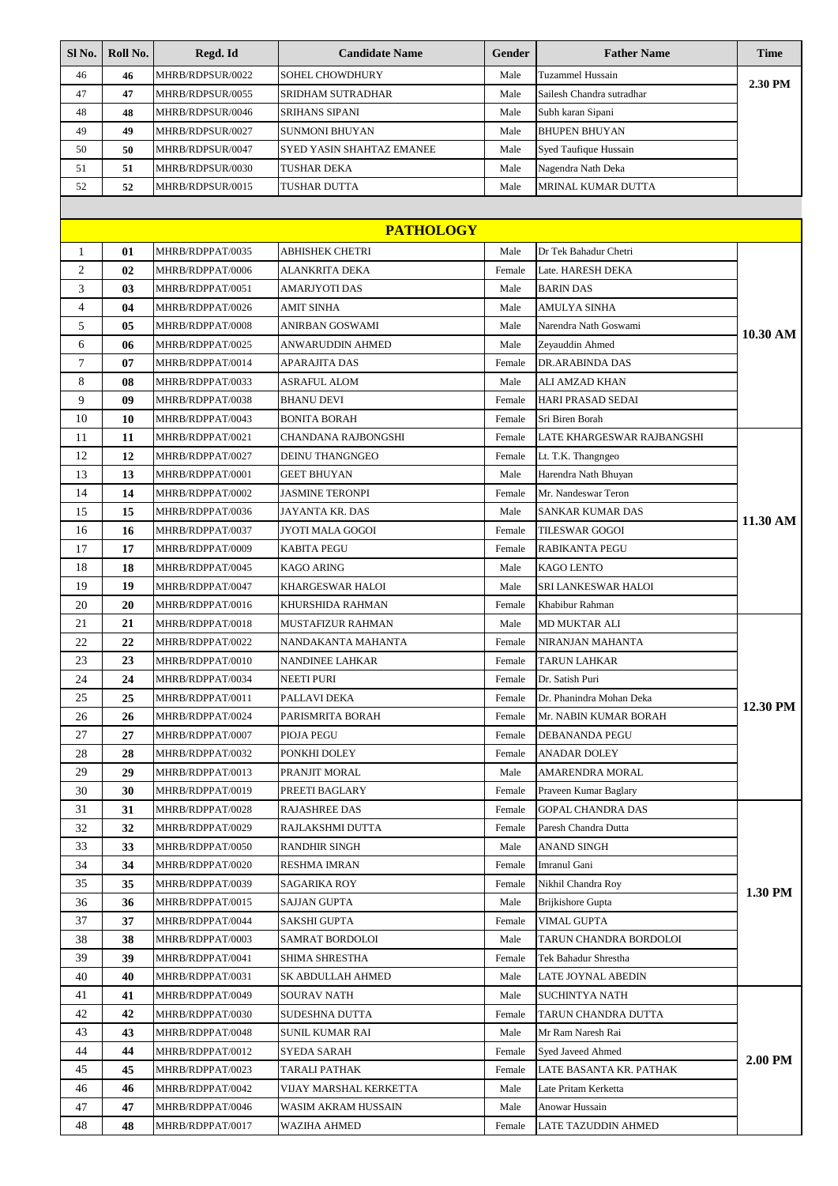| Sl No. | Roll No. | Regd. Id | Candidate Name | Gender | Father Name | Time |
|---|---|---|---|---|---|---|
| 46 | 46 | MHRB/RDPSUR/0022 | SOHEL CHOWDHURY | Male | Tuzammel Hussain | 2.30 PM |
| 47 | 47 | MHRB/RDPSUR/0055 | SRIDHAM SUTRADHAR | Male | Sailesh Chandra sutradhar | |
| 48 | 48 | MHRB/RDPSUR/0046 | SRIHANS SIPANI | Male | Subh karan Sipani | |
| 49 | 49 | MHRB/RDPSUR/0027 | SUNMONI BHUYAN | Male | BHUPEN BHUYAN | |
| 50 | 50 | MHRB/RDPSUR/0047 | SYED YASIN SHAHTAZ EMANEE | Male | Syed Taufique Hussain | |
| 51 | 51 | MHRB/RDPSUR/0030 | TUSHAR DEKA | Male | Nagendra Nath Deka | |
| 52 | 52 | MHRB/RDPSUR/0015 | TUSHAR DUTTA | Male | MRINAL KUMAR DUTTA | |

## PATHOLOGY

| Sl No. | Roll No. | Regd. Id | Candidate Name | Gender | Father Name | Time |
|---|---|---|---|---|---|---|
| 1 | 01 | MHRB/RDPPAT/0035 | ABHISHEK CHETRI | Male | Dr Tek Bahadur Chetri | 10.30 AM |
| 2 | 02 | MHRB/RDPPAT/0006 | ALANKRITA DEKA | Female | Late. HARESH DEKA | |
| 3 | 03 | MHRB/RDPPAT/0051 | AMARJYOTI DAS | Male | BARIN DAS | |
| 4 | 04 | MHRB/RDPPAT/0026 | AMIT SINHA | Male | AMULYA SINHA | |
| 5 | 05 | MHRB/RDPPAT/0008 | ANIRBAN GOSWAMI | Male | Narendra Nath Goswami | |
| 6 | 06 | MHRB/RDPPAT/0025 | ANWARUDDIN AHMED | Male | Zeyauddin Ahmed | |
| 7 | 07 | MHRB/RDPPAT/0014 | APARAJITA DAS | Female | DR.ARABINDA DAS | |
| 8 | 08 | MHRB/RDPPAT/0033 | ASRAFUL ALOM | Male | ALI AMZAD KHAN | |
| 9 | 09 | MHRB/RDPPAT/0038 | BHANU DEVI | Female | HARI PRASAD SEDAI | |
| 10 | 10 | MHRB/RDPPAT/0043 | BONITA BORAH | Female | Sri Biren Borah | |
| 11 | 11 | MHRB/RDPPAT/0021 | CHANDANA RAJBONGSHI | Female | LATE KHARGESWAR RAJBANGSHI | 11.30 AM |
| 12 | 12 | MHRB/RDPPAT/0027 | DEINU THANGNGEO | Female | Lt. T.K. Thangngeo | |
| 13 | 13 | MHRB/RDPPAT/0001 | GEET BHUYAN | Male | Harendra Nath Bhuyan | |
| 14 | 14 | MHRB/RDPPAT/0002 | JASMINE TERONPI | Female | Mr. Nandeswar Teron | |
| 15 | 15 | MHRB/RDPPAT/0036 | JAYANTA KR. DAS | Male | SANKAR KUMAR DAS | |
| 16 | 16 | MHRB/RDPPAT/0037 | JYOTI MALA GOGOI | Female | TILESWAR GOGOI | |
| 17 | 17 | MHRB/RDPPAT/0009 | KABITA PEGU | Female | RABIKANTA PEGU | |
| 18 | 18 | MHRB/RDPPAT/0045 | KAGO ARING | Male | KAGO LENTO | |
| 19 | 19 | MHRB/RDPPAT/0047 | KHARGESWAR HALOI | Male | SRI LANKESWAR HALOI | |
| 20 | 20 | MHRB/RDPPAT/0016 | KHURSHIDA RAHMAN | Female | Khabibur Rahman | |
| 21 | 21 | MHRB/RDPPAT/0018 | MUSTAFIZUR RAHMAN | Male | MD MUKTAR ALI | 12.30 PM |
| 22 | 22 | MHRB/RDPPAT/0022 | NANDAKANTA MAHANTA | Female | NIRANJAN MAHANTA | |
| 23 | 23 | MHRB/RDPPAT/0010 | NANDINEE LAHKAR | Female | TARUN LAHKAR | |
| 24 | 24 | MHRB/RDPPAT/0034 | NEETI PURI | Female | Dr. Satish Puri | |
| 25 | 25 | MHRB/RDPPAT/0011 | PALLAVI DEKA | Female | Dr. Phanindra Mohan Deka | |
| 26 | 26 | MHRB/RDPPAT/0024 | PARISMRITA BORAH | Female | Mr. NABIN KUMAR BORAH | |
| 27 | 27 | MHRB/RDPPAT/0007 | PIOJA PEGU | Female | DEBANANDA PEGU | |
| 28 | 28 | MHRB/RDPPAT/0032 | PONKHI DOLEY | Female | ANADAR DOLEY | |
| 29 | 29 | MHRB/RDPPAT/0013 | PRANJIT MORAL | Male | AMARENDRA MORAL | |
| 30 | 30 | MHRB/RDPPAT/0019 | PREETI BAGLARY | Female | Praveen Kumar Baglary | |
| 31 | 31 | MHRB/RDPPAT/0028 | RAJASHREE DAS | Female | GOPAL CHANDRA DAS | 1.30 PM |
| 32 | 32 | MHRB/RDPPAT/0029 | RAJLAKSHMI DUTTA | Female | Paresh Chandra Dutta | |
| 33 | 33 | MHRB/RDPPAT/0050 | RANDHIR SINGH | Male | ANAND SINGH | |
| 34 | 34 | MHRB/RDPPAT/0020 | RESHMA IMRAN | Female | Imranul Gani | |
| 35 | 35 | MHRB/RDPPAT/0039 | SAGARIKA ROY | Female | Nikhil Chandra Roy | |
| 36 | 36 | MHRB/RDPPAT/0015 | SAJJAN GUPTA | Male | Brijkishore Gupta | |
| 37 | 37 | MHRB/RDPPAT/0044 | SAKSHI GUPTA | Female | VIMAL GUPTA | |
| 38 | 38 | MHRB/RDPPAT/0003 | SAMRAT BORDOLOI | Male | TARUN CHANDRA BORDOLOI | |
| 39 | 39 | MHRB/RDPPAT/0041 | SHIMA SHRESTHA | Female | Tek Bahadur Shrestha | |
| 40 | 40 | MHRB/RDPPAT/0031 | SK ABDULLAH AHMED | Male | LATE JOYNAL ABEDIN | |
| 41 | 41 | MHRB/RDPPAT/0049 | SOURAV NATH | Male | SUCHINTYA NATH | 2.00 PM |
| 42 | 42 | MHRB/RDPPAT/0030 | SUDESHNA DUTTA | Female | TARUN CHANDRA DUTTA | |
| 43 | 43 | MHRB/RDPPAT/0048 | SUNIL KUMAR RAI | Male | Mr Ram Naresh Rai | |
| 44 | 44 | MHRB/RDPPAT/0012 | SYEDA SARAH | Female | Syed Javeed Ahmed | |
| 45 | 45 | MHRB/RDPPAT/0023 | TARALI PATHAK | Female | LATE BASANTA KR. PATHAK | |
| 46 | 46 | MHRB/RDPPAT/0042 | VIJAY MARSHAL KERKETTA | Male | Late Pritam Kerketta | |
| 47 | 47 | MHRB/RDPPAT/0046 | WASIM AKRAM HUSSAIN | Male | Anowar Hussain | |
| 48 | 48 | MHRB/RDPPAT/0017 | WAZIHA AHMED | Female | LATE TAZUDDIN AHMED | |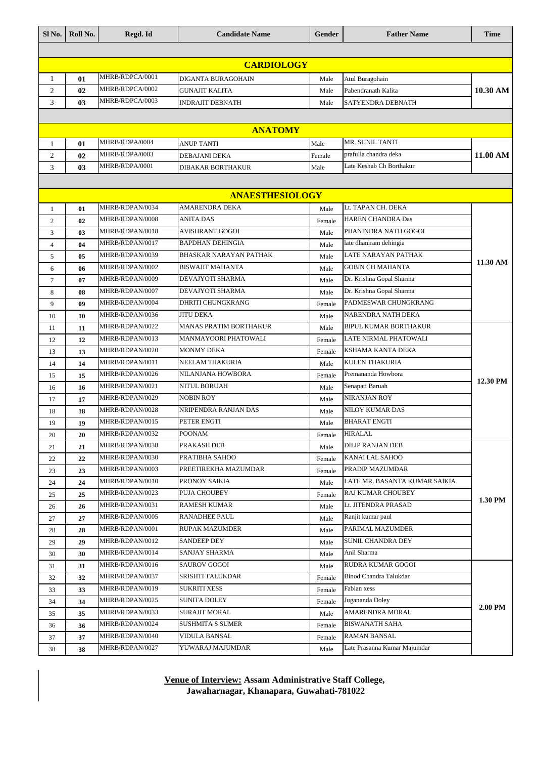| Sl No. | Roll No. | Regd. Id | Candidate Name | Gender | Father Name | Time |
|---|---|---|---|---|---|---|
| | | | **CARDIOLOGY** | | | |
| 1 | **01** | MHRB/RDPCA/0001 | DIGANTA BURAGOHAIN | Male | Atul Buragohain | **10.30 AM** |
| 2 | **02** | MHRB/RDPCA/0002 | GUNAJIT KALITA | Male | Pabendranath Kalita | |
| 3 | **03** | MHRB/RDPCA/0003 | INDRAJIT DEBNATH | Male | SATYENDRA DEBNATH | |
| | | | **ANATOMY** | | | |
| 1 | **01** | MHRB/RDPA/0004 | ANUP TANTI | Male | MR. SUNIL TANTI | **11.00 AM** |
| 2 | **02** | MHRB/RDPA/0003 | DEBAJANI DEKA | Female | prafulla chandra deka | |
| 3 | **03** | MHRB/RDPA/0001 | DIBAKAR BORTHAKUR | Male | Late Keshab Ch Borthakur | |
| | | | **ANAESTHESIOLOGY** | | | |
| 1 | **01** | MHRB/RDPAN/0034 | AMARENDRA DEKA | Male | Lt. TAPAN CH. DEKA | **11.30 AM** |
| 2 | **02** | MHRB/RDPAN/0008 | ANITA DAS | Female | HAREN CHANDRA Das | |
| 3 | **03** | MHRB/RDPAN/0018 | AVISHRANT GOGOI | Male | PHANINDRA NATH GOGOI | |
| 4 | **04** | MHRB/RDPAN/0017 | BAPDHAN DEHINGIA | Male | late dhaniram dehingia | |
| 5 | **05** | MHRB/RDPAN/0039 | BHASKAR NARAYAN PATHAK | Male | LATE NARAYAN PATHAK | |
| 6 | **06** | MHRB/RDPAN/0002 | BISWAJIT MAHANTA | Male | GOBIN CH MAHANTA | |
| 7 | **07** | MHRB/RDPAN/0009 | DEVAJYOTI SHARMA | Male | Dr. Krishna Gopal Sharma | |
| 8 | **08** | MHRB/RDPAN/0007 | DEVAJYOTI SHARMA | Male | Dr. Krishna Gopal Sharma | |
| 9 | **09** | MHRB/RDPAN/0004 | DHRITI CHUNGKRANG | Female | PADMESWAR CHUNGKRANG | |
| 10 | **10** | MHRB/RDPAN/0036 | JITU DEKA | Male | NARENDRA NATH DEKA | |
| 11 | **11** | MHRB/RDPAN/0022 | MANAS PRATIM BORTHAKUR | Male | BIPUL KUMAR BORTHAKUR | **12.30 PM** |
| 12 | **12** | MHRB/RDPAN/0013 | MANMAYOORI PHATOWALI | Female | LATE NIRMAL PHATOWALI | |
| 13 | **13** | MHRB/RDPAN/0020 | MONMY DEKA | Female | KSHAMA KANTA DEKA | |
| 14 | **14** | MHRB/RDPAN/0011 | NEELAM THAKURIA | Male | KULEN THAKURIA | |
| 15 | **15** | MHRB/RDPAN/0026 | NILANJANA HOWBORA | Female | Premananda Howbora | |
| 16 | **16** | MHRB/RDPAN/0021 | NITUL BORUAH | Male | Senapati Baruah | |
| 17 | **17** | MHRB/RDPAN/0029 | NOBIN ROY | Male | NIRANJAN ROY | |
| 18 | **18** | MHRB/RDPAN/0028 | NRIPENDRA RANJAN DAS | Male | NILOY KUMAR DAS | |
| 19 | **19** | MHRB/RDPAN/0015 | PETER ENGTI | Male | BHARAT ENGTI | |
| 20 | **20** | MHRB/RDPAN/0032 | POONAM | Female | HIRALAL | |
| 21 | **21** | MHRB/RDPAN/0038 | PRAKASH DEB | Male | DILIP RANJAN DEB | **1.30 PM** |
| 22 | **22** | MHRB/RDPAN/0030 | PRATIBHA SAHOO | Female | KANAI LAL SAHOO | |
| 23 | **23** | MHRB/RDPAN/0003 | PREETIREKHA MAZUMDAR | Female | PRADIP MAZUMDAR | |
| 24 | **24** | MHRB/RDPAN/0010 | PRONOY SAIKIA | Male | LATE MR. BASANTA KUMAR SAIKIA | |
| 25 | **25** | MHRB/RDPAN/0023 | PUJA CHOUBEY | Female | RAJ KUMAR CHOUBEY | |
| 26 | **26** | MHRB/RDPAN/0031 | RAMESH KUMAR | Male | Lt. JITENDRA PRASAD | |
| 27 | **27** | MHRB/RDPAN/0005 | RANADHEE PAUL | Male | Ranjit kumar paul | |
| 28 | **28** | MHRB/RDPAN/0001 | RUPAK MAZUMDER | Male | PARIMAL MAZUMDER | |
| 29 | **29** | MHRB/RDPAN/0012 | SANDEEP DEY | Male | SUNIL CHANDRA DEY | |
| 30 | **30** | MHRB/RDPAN/0014 | SANJAY SHARMA | Male | Anil Sharma | |
| 31 | **31** | MHRB/RDPAN/0016 | SAUROV GOGOI | Male | RUDRA KUMAR GOGOI | **2.00 PM** |
| 32 | **32** | MHRB/RDPAN/0037 | SRISHTI TALUKDAR | Female | Binod Chandra Talukdar | |
| 33 | **33** | MHRB/RDPAN/0019 | SUKRITI XESS | Female | Fabian xess | |
| 34 | **34** | MHRB/RDPAN/0025 | SUNITA DOLEY | Female | Jugananda Doley | |
| 35 | **35** | MHRB/RDPAN/0033 | SURAJIT MORAL | Male | AMARENDRA MORAL | |
| 36 | **36** | MHRB/RDPAN/0024 | SUSHMITA S SUMER | Female | BISWANATH SAHA | |
| 37 | **37** | MHRB/RDPAN/0040 | VIDULA BANSAL | Female | RAMAN BANSAL | |
| 38 | **38** | MHRB/RDPAN/0027 | YUWARAJ MAJUMDAR | Male | Late Prasanna Kumar Majumdar | |

**Venue of Interview: Assam Administrative Staff College, Jawaharnagar, Khanapara, Guwahati-781022**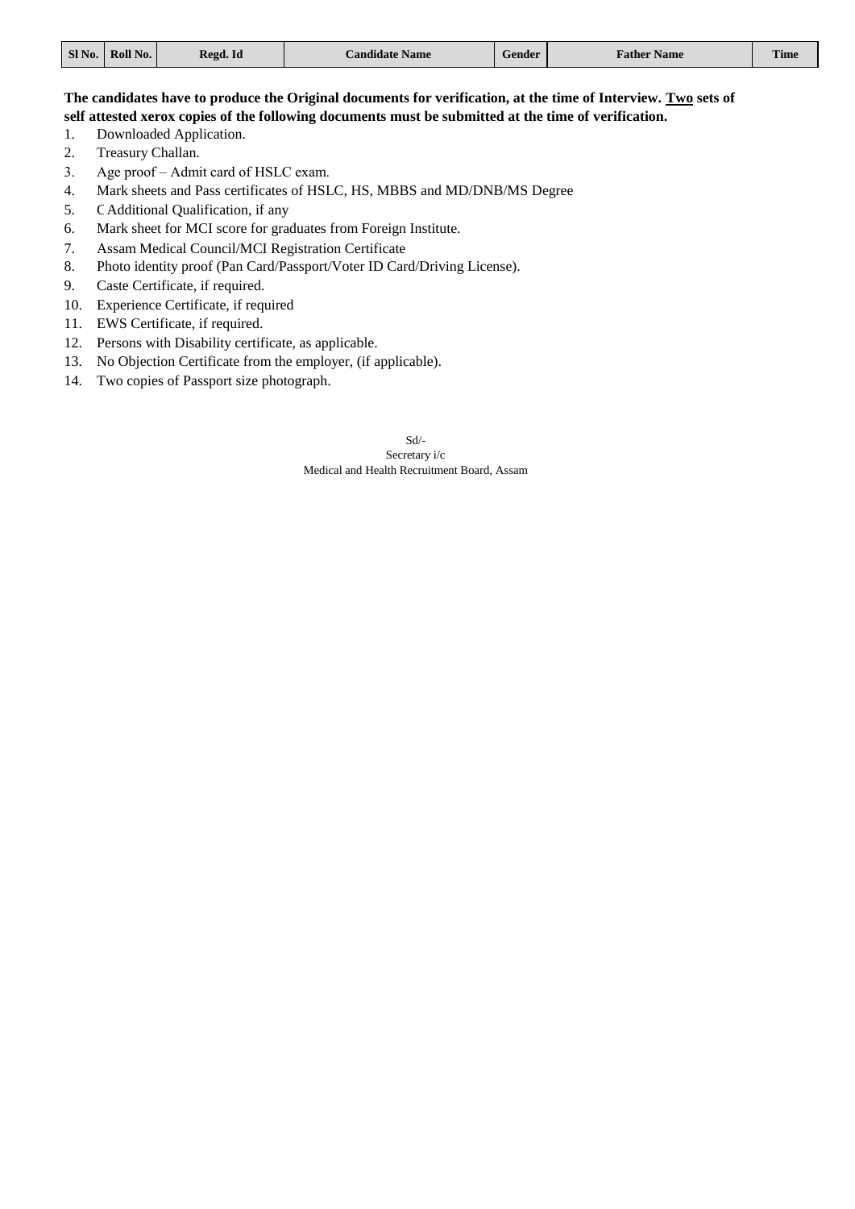| Sl No. | Roll No. | Regd. Id | Candidate Name | Gender | Father Name | Time |
|---|---|---|---|---|---|---|

**The candidates have to produce the Original documents for verification, at the time of Interview. Two sets of self attested xerox copies of the following documents must be submitted at the time of verification.**

1. Downloaded Application.
2. Treasury Challan.
3. Age proof – Admit card of HSLC exam.
4. Mark sheets and Pass certificates of HSLC, HS, MBBS and MD/DNB/MS Degree
5. C Additional Qualification, if any
6. Mark sheet for MCI score for graduates from Foreign Institute.
7. Assam Medical Council/MCI Registration Certificate
8. Photo identity proof (Pan Card/Passport/Voter ID Card/Driving License).
9. Caste Certificate, if required.
10. Experience Certificate, if required
11. EWS Certificate, if required.
12. Persons with Disability certificate, as applicable.
13. No Objection Certificate from the employer, (if applicable).
14. Two copies of Passport size photograph.

Sd/-
Secretary i/c
Medical and Health Recruitment Board, Assam